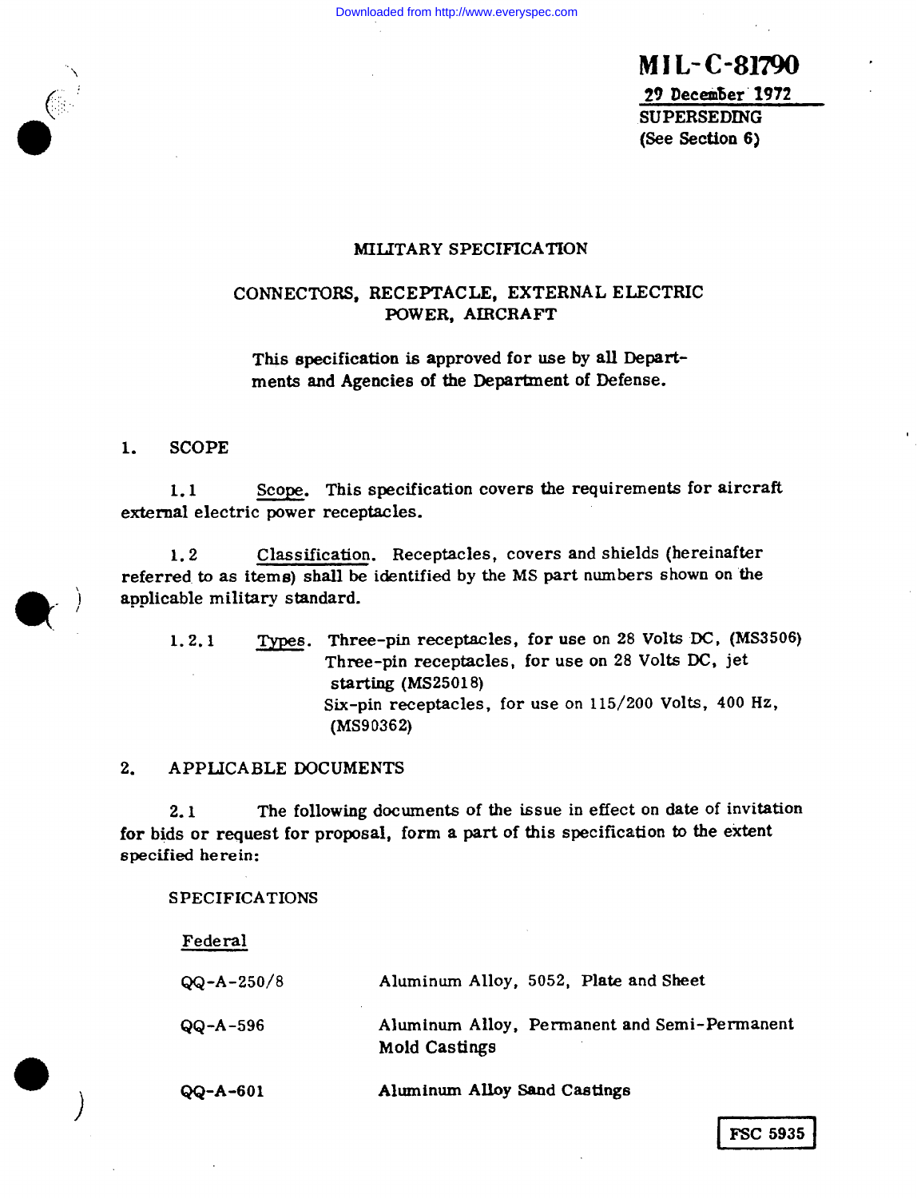MIL-C-81790
29 December 1972
SUPERSEDING
(See Section 6)

# MILITARY SPECIFICATION

## CONNECTORS, RECEPTACLE, EXTERNAL ELECTRIC POWER, AIRCRAFT

This specification is approved for use by all Departments and Agencies of the Department of Defense.

## 1. SCOPE

1.1 Scope. This specification covers the requirements for aircraft external electric power receptacles.

1.2 Classification. Receptacles, covers and shields (hereinafter referred to as items) shall be identified by the MS part numbers shown on the applicable military standard.

1.2.1 Types. Three-pin receptacles, for use on 28 Volts DC, (MS3506)
Three-pin receptacles, for use on 28 Volts DC, jet starting (MS25018)
Six-pin receptacles, for use on 115/200 Volts, 400 Hz, (MS90362)

## 2. APPLICABLE DOCUMENTS

2.1 The following documents of the issue in effect on date of invitation for bids or request for proposal, form a part of this specification to the extent specified herein:

SPECIFICATIONS

Federal

| | |
|---|---|
| QQ-A-250/8 | Aluminum Alloy, 5052, Plate and Sheet |
| QQ-A-596 | Aluminum Alloy, Permanent and Semi-Permanent Mold Castings |
| QQ-A-601 | Aluminum Alloy Sand Castings |

FSC 5935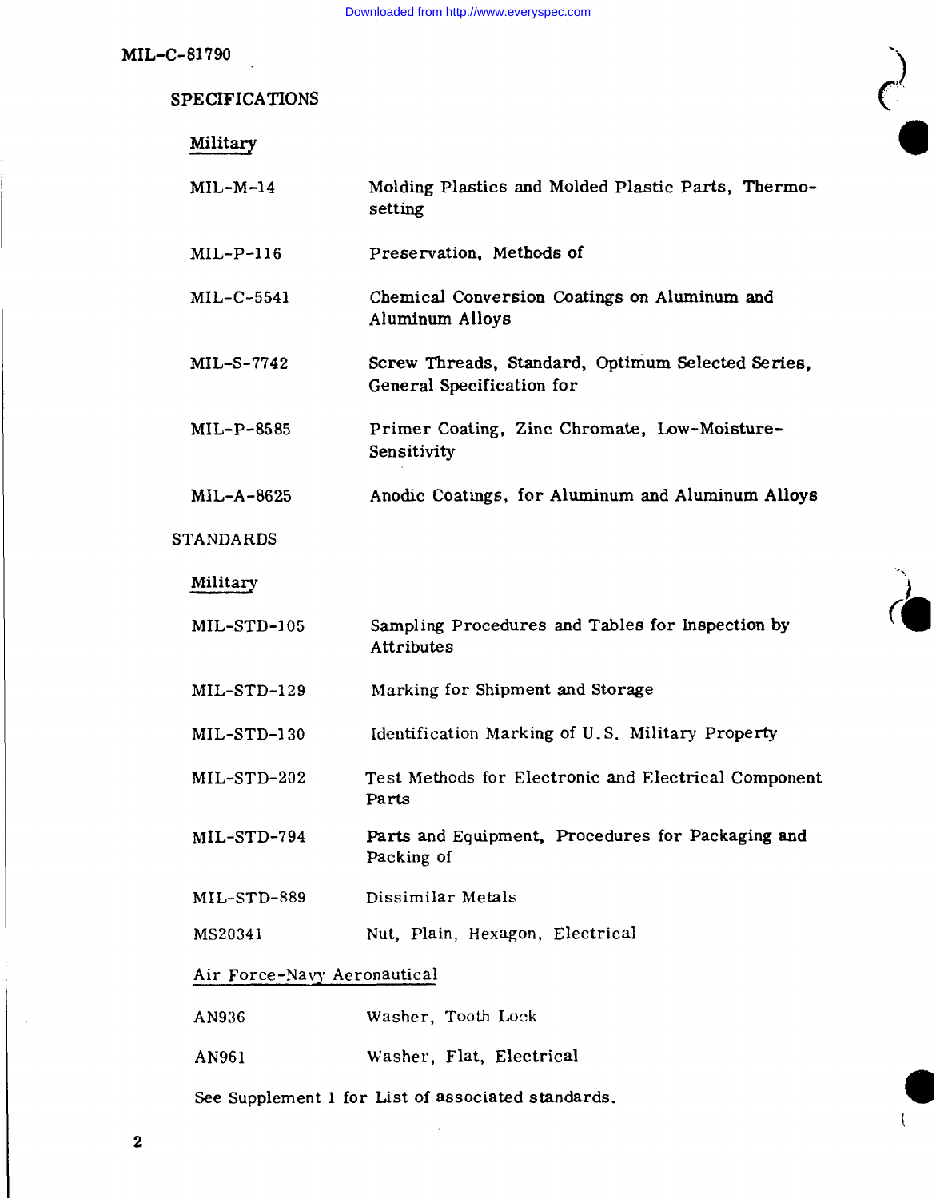SPECIFICATIONS

Military

| | |
|---|---|
| MIL-M-14 | Molding Plastics and Molded Plastic Parts, Thermosetting |
| MIL-P-116 | Preservation, Methods of |
| MIL-C-5541 | Chemical Conversion Coatings on Aluminum and Aluminum Alloys |
| MIL-S-7742 | Screw Threads, Standard, Optimum Selected Series, General Specification for |
| MIL-P-8585 | Primer Coating, Zinc Chromate, Low-Moisture-Sensitivity |
| MIL-A-8625 | Anodic Coatings, for Aluminum and Aluminum Alloys |

STANDARDS

Military

| | |
|---|---|
| MIL-STD-105 | Sampling Procedures and Tables for Inspection by Attributes |
| MIL-STD-129 | Marking for Shipment and Storage |
| MIL-STD-130 | Identification Marking of U.S. Military Property |
| MIL-STD-202 | Test Methods for Electronic and Electrical Component Parts |
| MIL-STD-794 | Parts and Equipment, Procedures for Packaging and Packing of |
| MIL-STD-889 | Dissimilar Metals |
| MS20341 | Nut, Plain, Hexagon, Electrical |

Air Force-Navy Aeronautical

| | |
|---|---|
| AN936 | Washer, Tooth Lock |
| AN961 | Washer, Flat, Electrical |

See Supplement 1 for List of associated standards.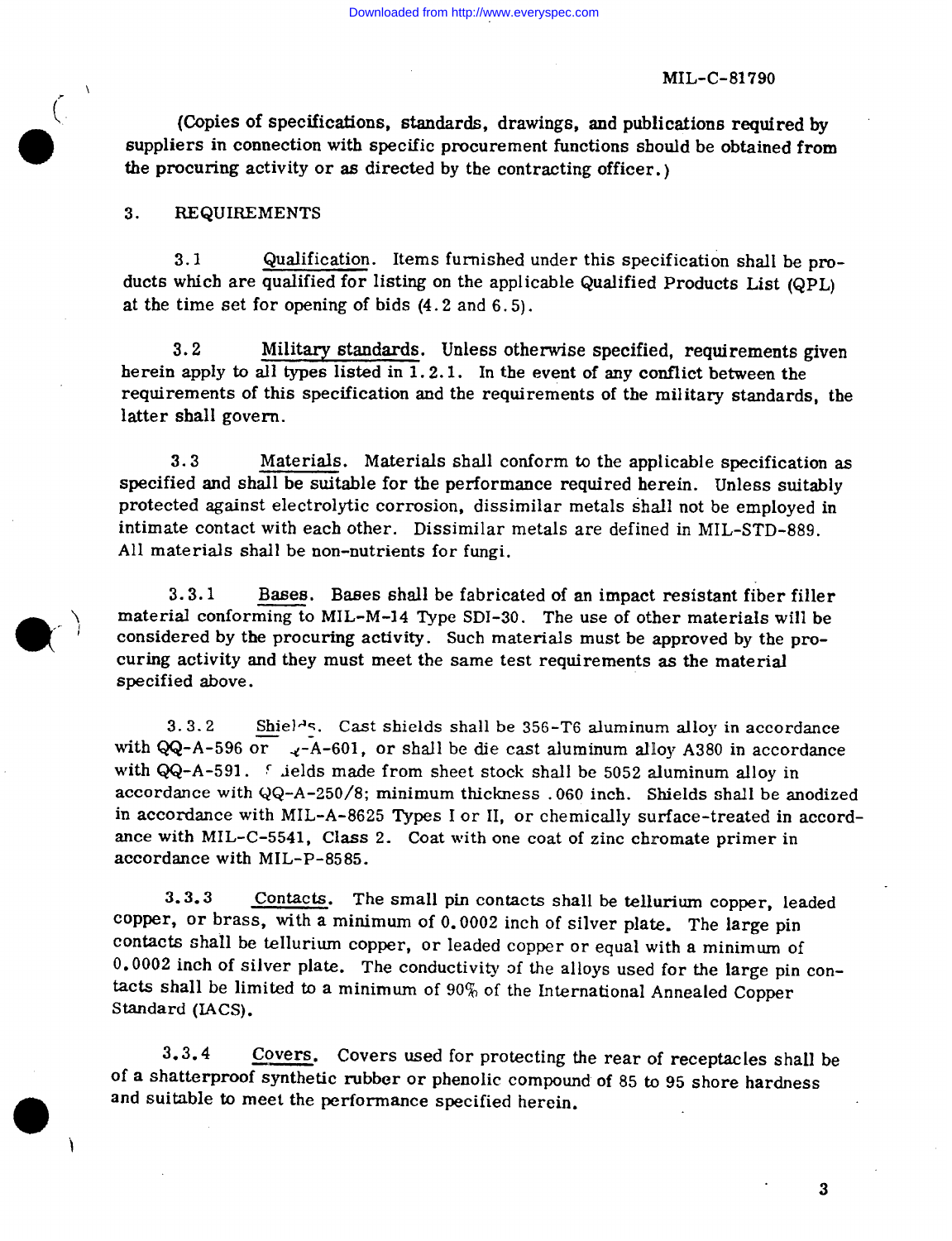(Copies of specifications, standards, drawings, and publications required by suppliers in connection with specific procurement functions should be obtained from the procuring activity or as directed by the contracting officer.)

## 3. REQUIREMENTS

3.1 Qualification. Items furnished under this specification shall be products which are qualified for listing on the applicable Qualified Products List (QPL) at the time set for opening of bids (4.2 and 6.5).

3.2 Military standards. Unless otherwise specified, requirements given herein apply to all types listed in 1.2.1. In the event of any conflict between the requirements of this specification and the requirements of the military standards, the latter shall govern.

3.3 Materials. Materials shall conform to the applicable specification as specified and shall be suitable for the performance required herein. Unless suitably protected against electrolytic corrosion, dissimilar metals shall not be employed in intimate contact with each other. Dissimilar metals are defined in MIL-STD-889. All materials shall be non-nutrients for fungi.

3.3.1 Bases. Bases shall be fabricated of an impact resistant fiber filler material conforming to MIL-M-14 Type SDI-30. The use of other materials will be considered by the procuring activity. Such materials must be approved by the procuring activity and they must meet the same test requirements as the material specified above.

3.3.2 Shields. Cast shields shall be 356-T6 aluminum alloy in accordance with QQ-A-596 or QQ-A-601, or shall be die cast aluminum alloy A380 in accordance with QQ-A-591. Shields made from sheet stock shall be 5052 aluminum alloy in accordance with QQ-A-250/8; minimum thickness .060 inch. Shields shall be anodized in accordance with MIL-A-8625 Types I or II, or chemically surface-treated in accordance with MIL-C-5541, Class 2. Coat with one coat of zinc chromate primer in accordance with MIL-P-8585.

3.3.3 Contacts. The small pin contacts shall be tellurium copper, leaded copper, or brass, with a minimum of 0.0002 inch of silver plate. The large pin contacts shall be tellurium copper, or leaded copper or equal with a minimum of 0.0002 inch of silver plate. The conductivity of the alloys used for the large pin contacts shall be limited to a minimum of 90% of the International Annealed Copper Standard (IACS).

3.3.4 Covers. Covers used for protecting the rear of receptacles shall be of a shatterproof synthetic rubber or phenolic compound of 85 to 95 shore hardness and suitable to meet the performance specified herein.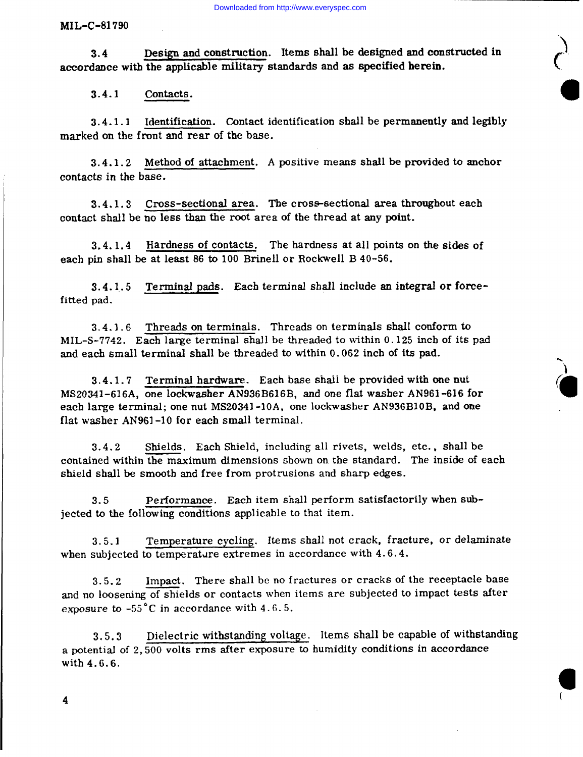3.4 Design and construction. Items shall be designed and constructed in accordance with the applicable military standards and as specified herein.

3.4.1 Contacts.

3.4.1.1 Identification. Contact identification shall be permanently and legibly marked on the front and rear of the base.

3.4.1.2 Method of attachment. A positive means shall be provided to anchor contacts in the base.

3.4.1.3 Cross-sectional area. The cross-sectional area throughout each contact shall be no less than the root area of the thread at any point.

3.4.1.4 Hardness of contacts. The hardness at all points on the sides of each pin shall be at least 86 to 100 Brinell or Rockwell B 40-56.

3.4.1.5 Terminal pads. Each terminal shall include an integral or force-fitted pad.

3.4.1.6 Threads on terminals. Threads on terminals shall conform to MIL-S-7742. Each large terminal shall be threaded to within 0.125 inch of its pad and each small terminal shall be threaded to within 0.062 inch of its pad.

3.4.1.7 Terminal hardware. Each base shall be provided with one nut MS20341-616A, one lockwasher AN936B616B, and one flat washer AN961-616 for each large terminal; one nut MS20341-10A, one lockwasher AN936B10B, and one flat washer AN961-10 for each small terminal.

3.4.2 Shields. Each Shield, including all rivets, welds, etc., shall be contained within the maximum dimensions shown on the standard. The inside of each shield shall be smooth and free from protrusions and sharp edges.

3.5 Performance. Each item shall perform satisfactorily when subjected to the following conditions applicable to that item.

3.5.1 Temperature cycling. Items shall not crack, fracture, or delaminate when subjected to temperature extremes in accordance with 4.6.4.

3.5.2 Impact. There shall be no fractures or cracks of the receptacle base and no loosening of shields or contacts when items are subjected to impact tests after exposure to -55°C in accordance with 4.6.5.

3.5.3 Dielectric withstanding voltage. Items shall be capable of withstanding a potential of 2,500 volts rms after exposure to humidity conditions in accordance with 4.6.6.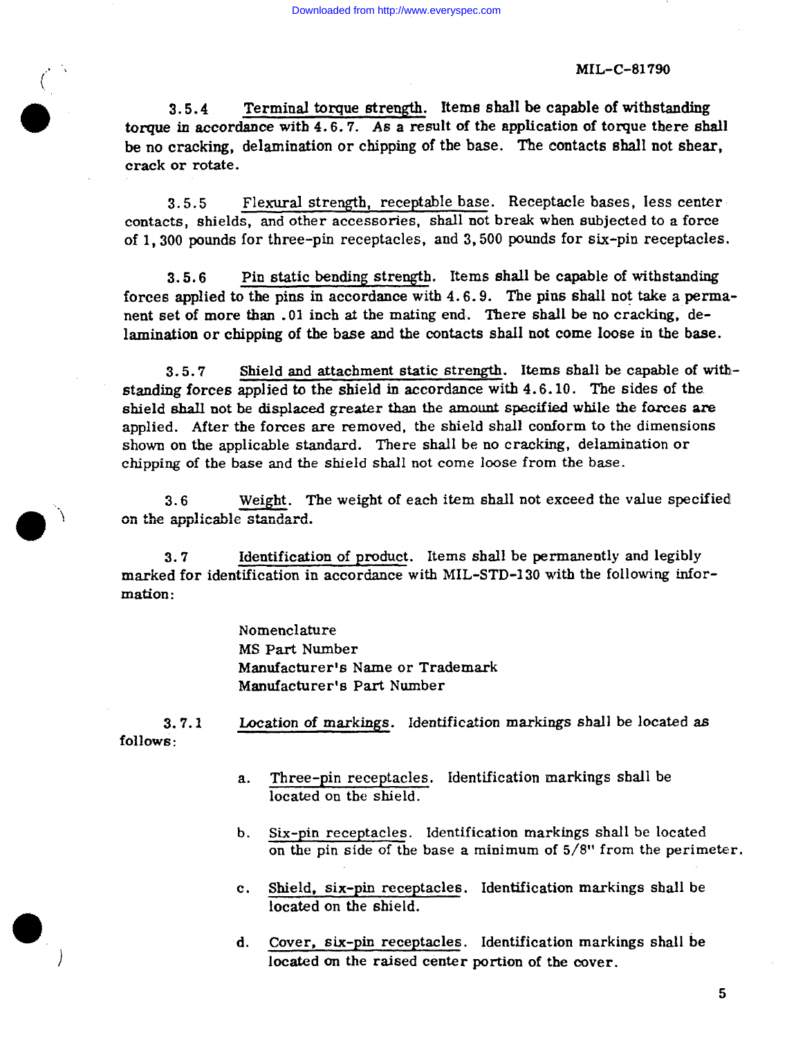3.5.4 Terminal torque strength. Items shall be capable of withstanding torque in accordance with 4.6.7. As a result of the application of torque there shall be no cracking, delamination or chipping of the base. The contacts shall not shear, crack or rotate.

3.5.5 Flexural strength, receptable base. Receptacle bases, less center contacts, shields, and other accessories, shall not break when subjected to a force of 1,300 pounds for three-pin receptacles, and 3,500 pounds for six-pin receptacles.

3.5.6 Pin static bending strength. Items shall be capable of withstanding forces applied to the pins in accordance with 4.6.9. The pins shall not take a permanent set of more than .01 inch at the mating end. There shall be no cracking, delamination or chipping of the base and the contacts shall not come loose in the base.

3.5.7 Shield and attachment static strength. Items shall be capable of withstanding forces applied to the shield in accordance with 4.6.10. The sides of the shield shall not be displaced greater than the amount specified while the forces are applied. After the forces are removed, the shield shall conform to the dimensions shown on the applicable standard. There shall be no cracking, delamination or chipping of the base and the shield shall not come loose from the base.

3.6 Weight. The weight of each item shall not exceed the value specified on the applicable standard.

3.7 Identification of product. Items shall be permanently and legibly marked for identification in accordance with MIL-STD-130 with the following information:

Nomenclature
MS Part Number
Manufacturer's Name or Trademark
Manufacturer's Part Number

3.7.1 Location of markings. Identification markings shall be located as follows:

a. Three-pin receptacles. Identification markings shall be located on the shield.

b. Six-pin receptacles. Identification markings shall be located on the pin side of the base a minimum of 5/8" from the perimeter.

c. Shield, six-pin receptacles. Identification markings shall be located on the shield.

d. Cover, six-pin receptacles. Identification markings shall be located on the raised center portion of the cover.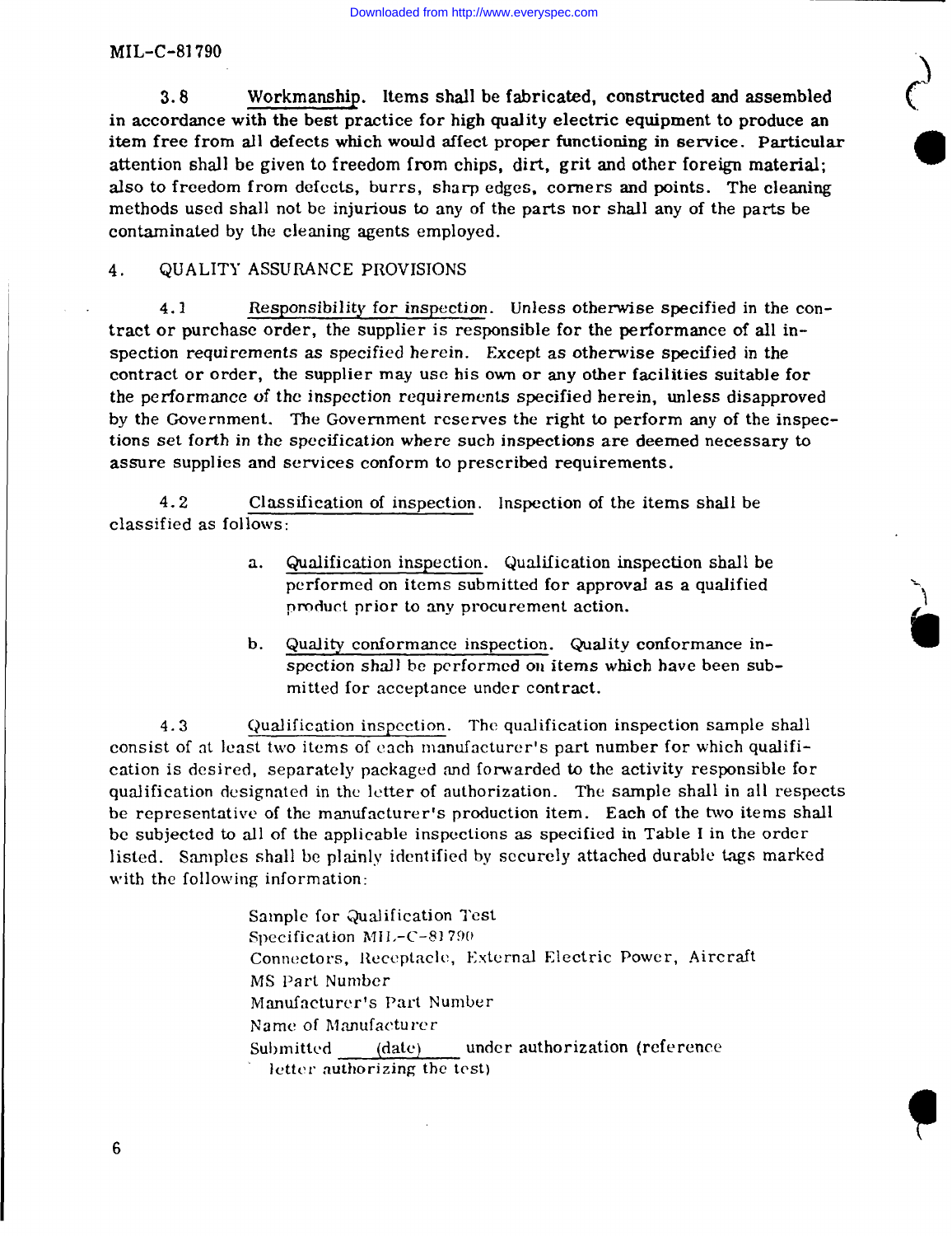3.8 Workmanship. Items shall be fabricated, constructed and assembled in accordance with the best practice for high quality electric equipment to produce an item free from all defects which would affect proper functioning in service. Particular attention shall be given to freedom from chips, dirt, grit and other foreign material; also to freedom from defects, burrs, sharp edges, corners and points. The cleaning methods used shall not be injurious to any of the parts nor shall any of the parts be contaminated by the cleaning agents employed.

## 4. QUALITY ASSURANCE PROVISIONS

4.1 Responsibility for inspection. Unless otherwise specified in the contract or purchase order, the supplier is responsible for the performance of all inspection requirements as specified herein. Except as otherwise specified in the contract or order, the supplier may use his own or any other facilities suitable for the performance of the inspection requirements specified herein, unless disapproved by the Government. The Government reserves the right to perform any of the inspections set forth in the specification where such inspections are deemed necessary to assure supplies and services conform to prescribed requirements.

4.2 Classification of inspection. Inspection of the items shall be classified as follows:

a. Qualification inspection. Qualification inspection shall be performed on items submitted for approval as a qualified product prior to any procurement action.

b. Quality conformance inspection. Quality conformance inspection shall be performed on items which have been submitted for acceptance under contract.

4.3 Qualification inspection. The qualification inspection sample shall consist of at least two items of each manufacturer's part number for which qualification is desired, separately packaged and forwarded to the activity responsible for qualification designated in the letter of authorization. The sample shall in all respects be representative of the manufacturer's production item. Each of the two items shall be subjected to all of the applicable inspections as specified in Table I in the order listed. Samples shall be plainly identified by securely attached durable tags marked with the following information:

Sample for Qualification Test
Specification MIL-C-81790
Connectors, Receptacle, External Electric Power, Aircraft
MS Part Number
Manufacturer's Part Number
Name of Manufacturer
Submitted \_\_\_(date)\_\_\_ under authorization (reference letter authorizing the test)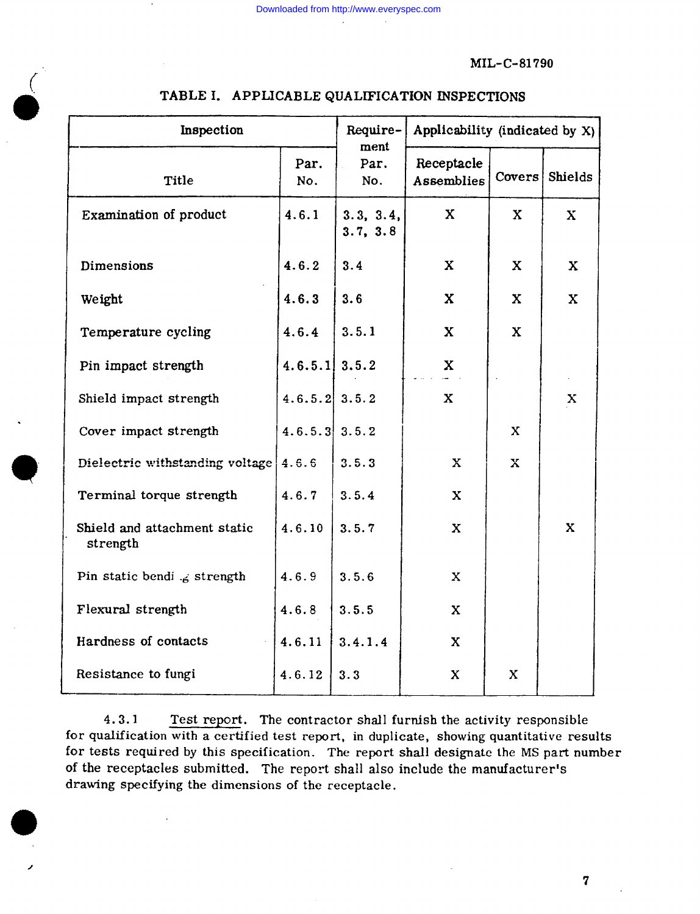TABLE I. APPLICABLE QUALIFICATION INSPECTIONS

| Inspection | | Requirement Par. No. | Applicability (indicated by X) | | |
|---|---|---|---|---|---|
| Title | Par. No. | | Receptacle Assemblies | Covers | Shields |
| Examination of product | 4.6.1 | 3.3, 3.4, 3.7, 3.8 | X | X | X |
| Dimensions | 4.6.2 | 3.4 | X | X | X |
| Weight | 4.6.3 | 3.6 | X | X | X |
| Temperature cycling | 4.6.4 | 3.5.1 | X | X | |
| Pin impact strength | 4.6.5.1 | 3.5.2 | X | | |
| Shield impact strength | 4.6.5.2 | 3.5.2 | X | | X |
| Cover impact strength | 4.6.5.3 | 3.5.2 | | X | |
| Dielectric withstanding voltage | 4.6.6 | 3.5.3 | X | X | |
| Terminal torque strength | 4.6.7 | 3.5.4 | X | | |
| Shield and attachment static strength | 4.6.10 | 3.5.7 | X | | X |
| Pin static bending strength | 4.6.9 | 3.5.6 | X | | |
| Flexural strength | 4.6.8 | 3.5.5 | X | | |
| Hardness of contacts | 4.6.11 | 3.4.1.4 | X | | |
| Resistance to fungi | 4.6.12 | 3.3 | X | X | |

4.3.1 Test report. The contractor shall furnish the activity responsible for qualification with a certified test report, in duplicate, showing quantitative results for tests required by this specification. The report shall designate the MS part number of the receptacles submitted. The report shall also include the manufacturer's drawing specifying the dimensions of the receptacle.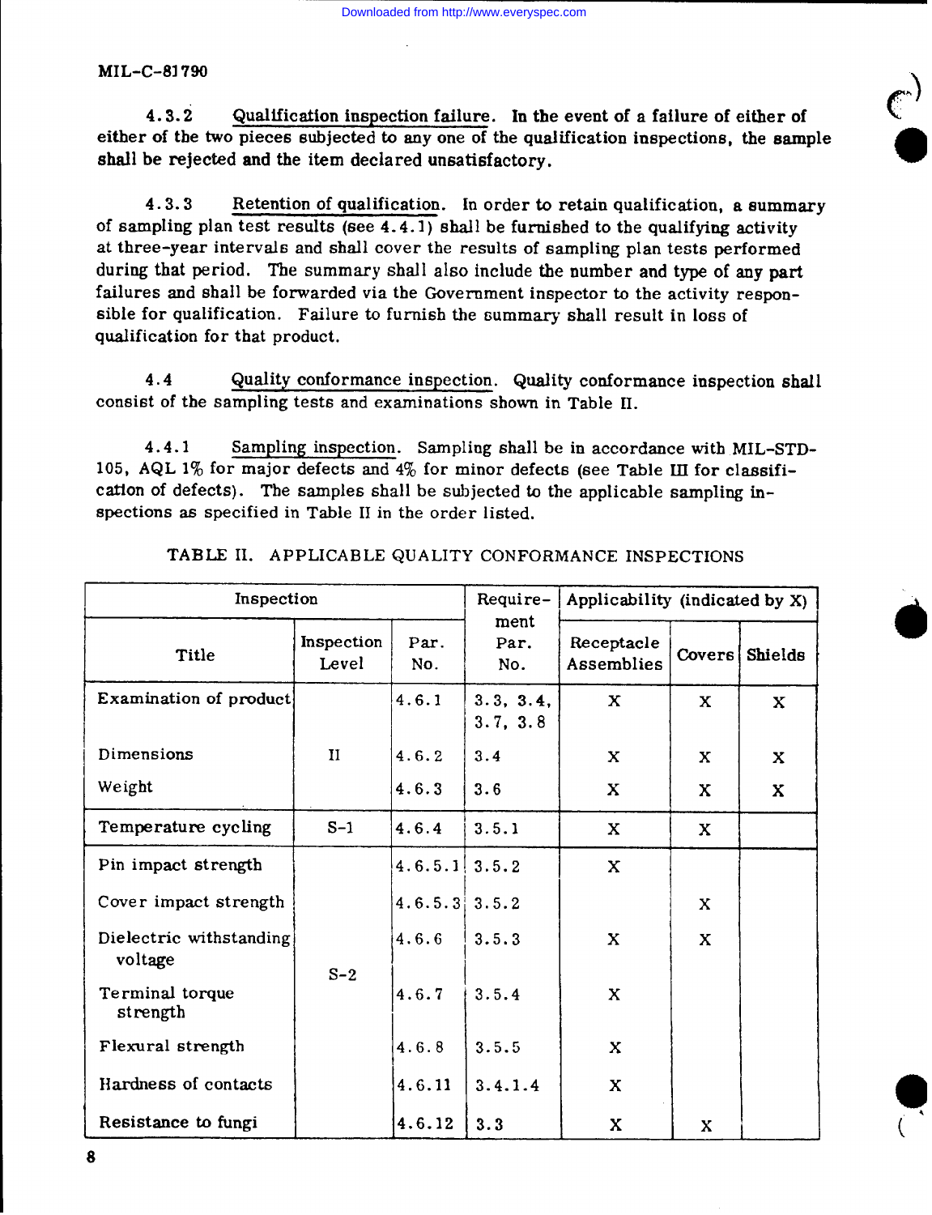4.3.2 Qualification inspection failure. In the event of a failure of either of either of the two pieces subjected to any one of the qualification inspections, the sample shall be rejected and the item declared unsatisfactory.

4.3.3 Retention of qualification. In order to retain qualification, a summary of sampling plan test results (see 4.4.1) shall be furnished to the qualifying activity at three-year intervals and shall cover the results of sampling plan tests performed during that period. The summary shall also include the number and type of any part failures and shall be forwarded via the Government inspector to the activity responsible for qualification. Failure to furnish the summary shall result in loss of qualification for that product.

4.4 Quality conformance inspection. Quality conformance inspection shall consist of the sampling tests and examinations shown in Table II.

4.4.1 Sampling inspection. Sampling shall be in accordance with MIL-STD-105, AQL 1% for major defects and 4% for minor defects (see Table III for classification of defects). The samples shall be subjected to the applicable sampling inspections as specified in Table II in the order listed.

TABLE II. APPLICABLE QUALITY CONFORMANCE INSPECTIONS

| Inspection | | | Requirement Par. No. | Applicability (indicated by X) | | |
|---|---|---|---|---|---|---|
| Title | Inspection Level | Par. No. | | Receptacle Assemblies | Covers | Shields |
| Examination of product | II | 4.6.1 | 3.3, 3.4, 3.7, 3.8 | X | X | X |
| Dimensions | II | 4.6.2 | 3.4 | X | X | X |
| Weight | II | 4.6.3 | 3.6 | X | X | X |
| Temperature cycling | S-1 | 4.6.4 | 3.5.1 | X | X | |
| Pin impact strength | S-2 | 4.6.5.1 | 3.5.2 | X | | |
| Cover impact strength | S-2 | 4.6.5.3 | 3.5.2 | | X | |
| Dielectric withstanding voltage | S-2 | 4.6.6 | 3.5.3 | X | X | |
| Terminal torque strength | S-2 | 4.6.7 | 3.5.4 | X | | |
| Flexural strength | S-2 | 4.6.8 | 3.5.5 | X | | |
| Hardness of contacts | S-2 | 4.6.11 | 3.4.1.4 | X | | |
| Resistance to fungi | S-2 | 4.6.12 | 3.3 | X | X | |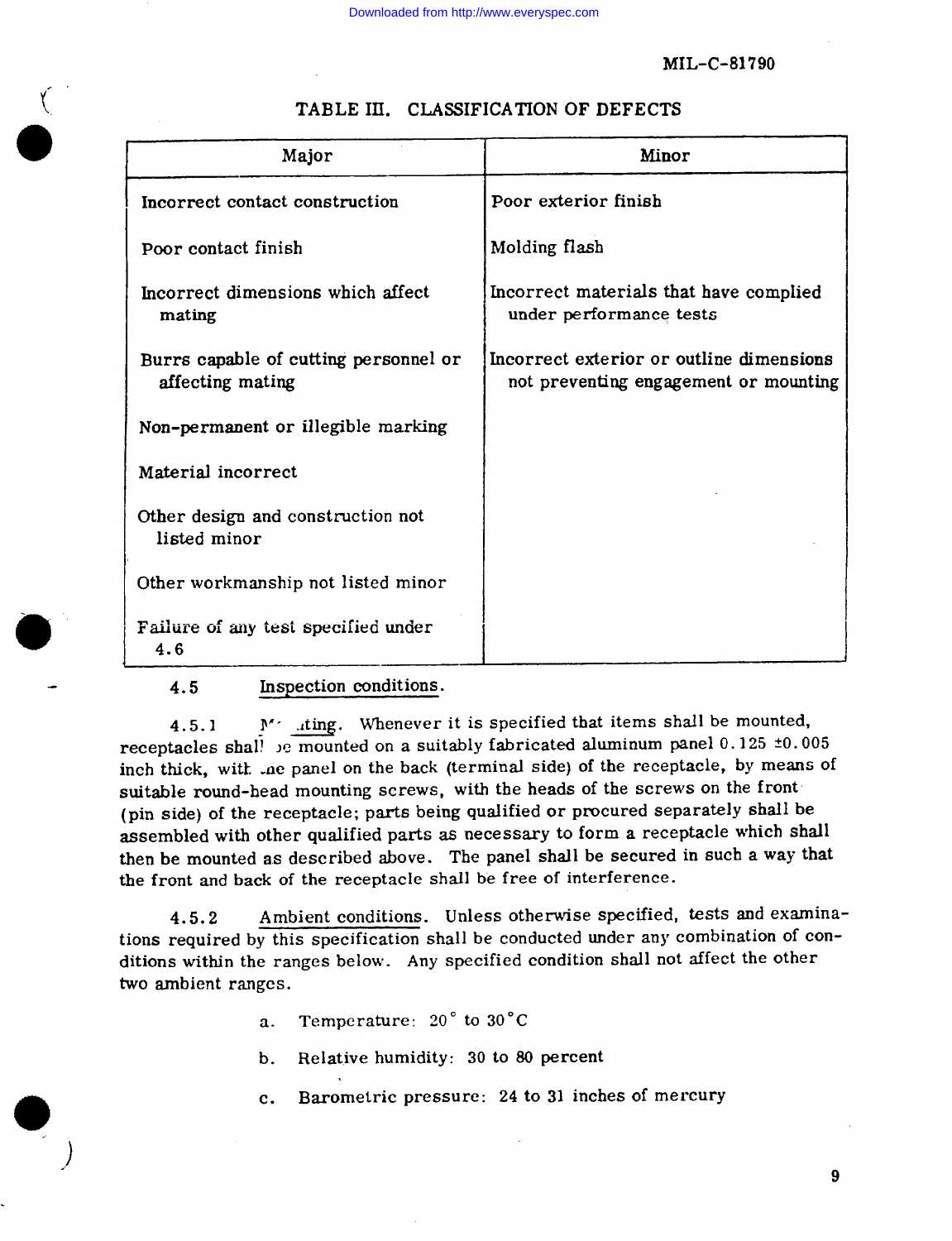TABLE III. CLASSIFICATION OF DEFECTS

| Major | Minor |
|---|---|
| Incorrect contact construction | Poor exterior finish |
| Poor contact finish | Molding flash |
| Incorrect dimensions which affect mating | Incorrect materials that have complied under performance tests |
| Burrs capable of cutting personnel or affecting mating | Incorrect exterior or outline dimensions not preventing engagement or mounting |
| Non-permanent or illegible marking | |
| Material incorrect | |
| Other design and construction not listed minor | |
| Other workmanship not listed minor | |
| Failure of any test specified under 4.6 | |

4.5 Inspection conditions.

4.5.1 Mounting. Whenever it is specified that items shall be mounted, receptacles shall be mounted on a suitably fabricated aluminum panel 0.125 ±0.005 inch thick, with the panel on the back (terminal side) of the receptacle, by means of suitable round-head mounting screws, with the heads of the screws on the front (pin side) of the receptacle; parts being qualified or procured separately shall be assembled with other qualified parts as necessary to form a receptacle which shall then be mounted as described above. The panel shall be secured in such a way that the front and back of the receptacle shall be free of interference.

4.5.2 Ambient conditions. Unless otherwise specified, tests and examinations required by this specification shall be conducted under any combination of conditions within the ranges below. Any specified condition shall not affect the other two ambient ranges.

a. Temperature: 20° to 30°C

b. Relative humidity: 30 to 80 percent

c. Barometric pressure: 24 to 31 inches of mercury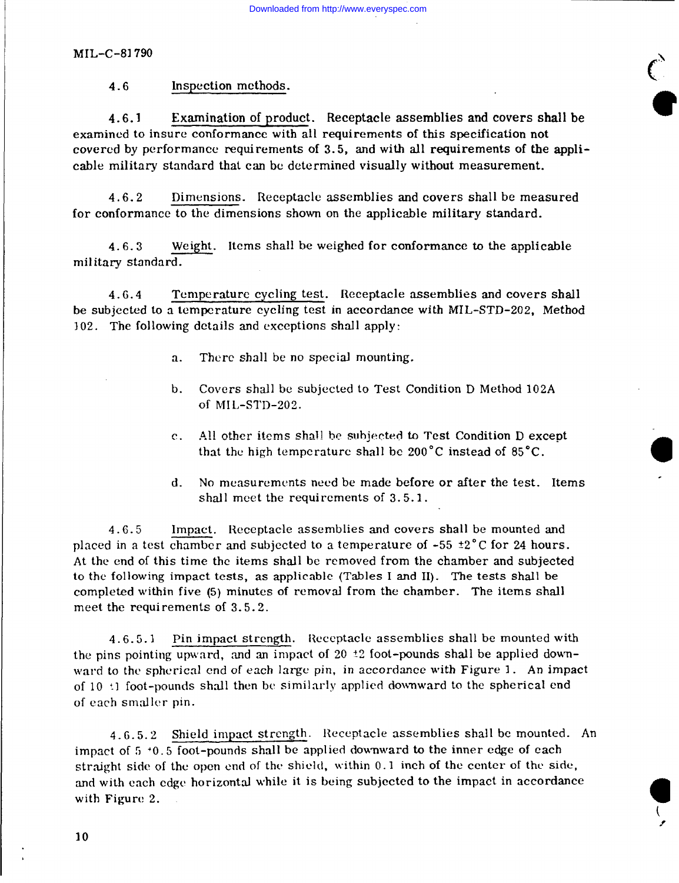#### 4.6 Inspection methods.

4.6.1 Examination of product. Receptacle assemblies and covers shall be examined to insure conformance with all requirements of this specification not covered by performance requirements of 3.5, and with all requirements of the applicable military standard that can be determined visually without measurement.

4.6.2 Dimensions. Receptacle assemblies and covers shall be measured for conformance to the dimensions shown on the applicable military standard.

4.6.3 Weight. Items shall be weighed for conformance to the applicable military standard.

4.6.4 Temperature cycling test. Receptacle assemblies and covers shall be subjected to a temperature cycling test in accordance with MIL-STD-202, Method 102. The following details and exceptions shall apply:

a. There shall be no special mounting.

b. Covers shall be subjected to Test Condition D Method 102A of MIL-STD-202.

c. All other items shall be subjected to Test Condition D except that the high temperature shall be 200°C instead of 85°C.

d. No measurements need be made before or after the test. Items shall meet the requirements of 3.5.1.

4.6.5 Impact. Receptacle assemblies and covers shall be mounted and placed in a test chamber and subjected to a temperature of -55 ±2°C for 24 hours. At the end of this time the items shall be removed from the chamber and subjected to the following impact tests, as applicable (Tables I and II). The tests shall be completed within five (5) minutes of removal from the chamber. The items shall meet the requirements of 3.5.2.

4.6.5.1 Pin impact strength. Receptacle assemblies shall be mounted with the pins pointing upward, and an impact of 20 ±2 foot-pounds shall be applied downward to the spherical end of each large pin, in accordance with Figure 1. An impact of 10 ±1 foot-pounds shall then be similarly applied downward to the spherical end of each smaller pin.

4.6.5.2 Shield impact strength. Receptacle assemblies shall be mounted. An impact of 5 ±0.5 foot-pounds shall be applied downward to the inner edge of each straight side of the open end of the shield, within 0.1 inch of the center of the side, and with each edge horizontal while it is being subjected to the impact in accordance with Figure 2.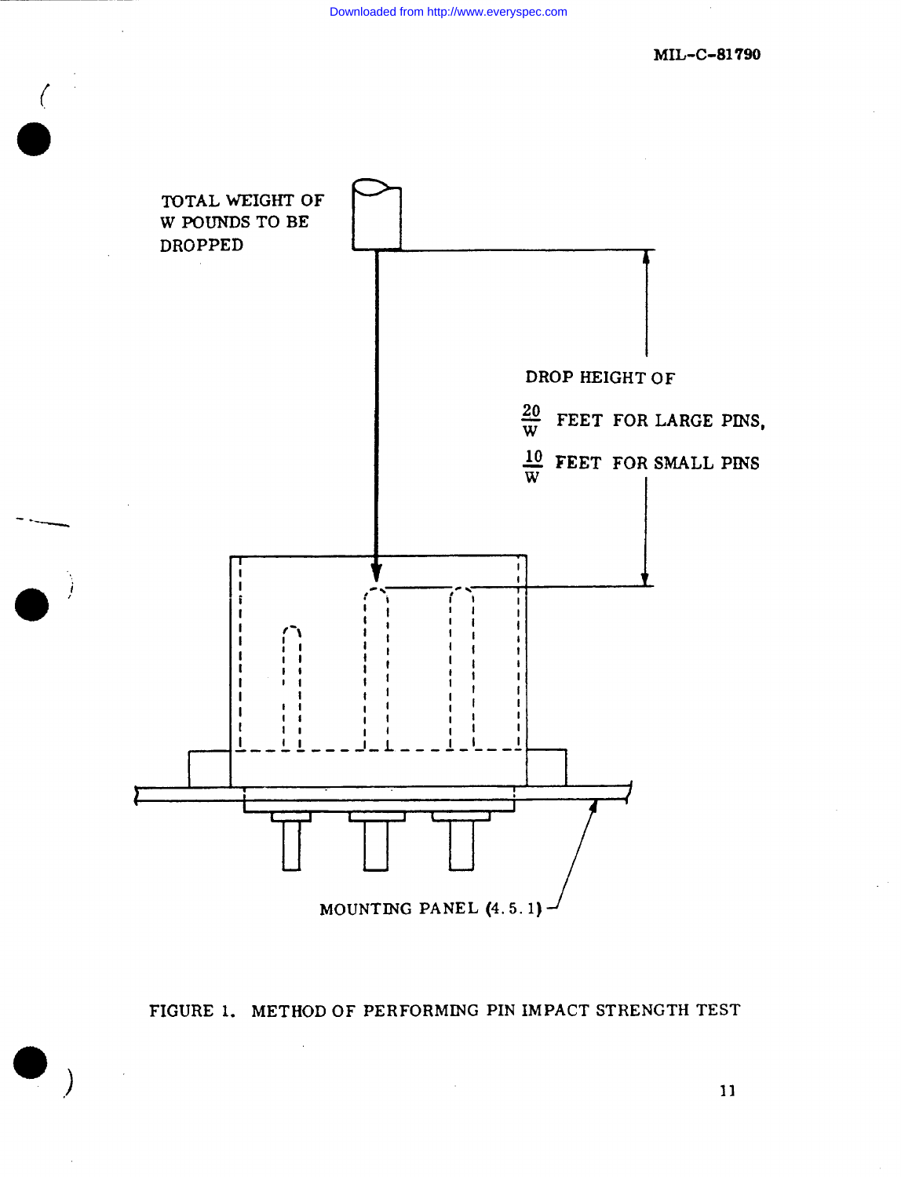TOTAL WEIGHT OF W POUNDS TO BE DROPPED

DROP HEIGHT OF

$\frac{20}{W}$ FEET FOR LARGE PINS,

$\frac{10}{W}$ FEET FOR SMALL PINS

MOUNTING PANEL (4.5.1)

FIGURE 1. METHOD OF PERFORMING PIN IMPACT STRENGTH TEST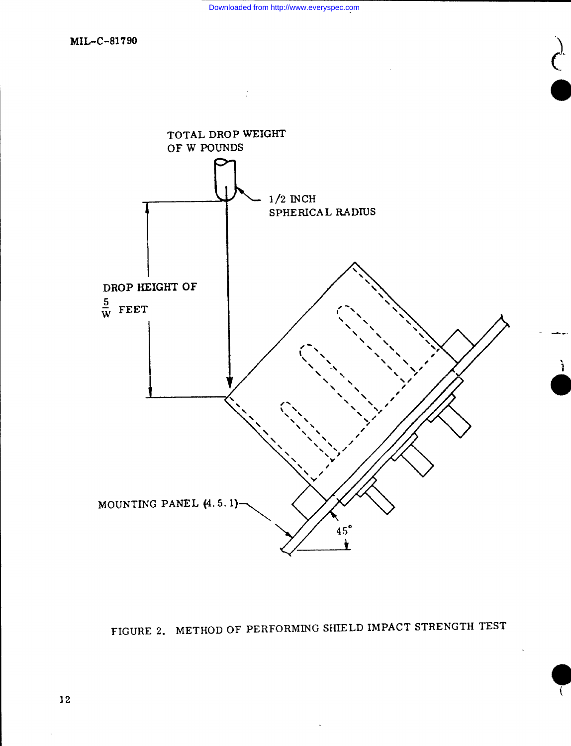TOTAL DROP WEIGHT OF W POUNDS

1/2 INCH SPHERICAL RADIUS

DROP HEIGHT OF $\frac{5}{W}$ FEET

MOUNTING PANEL (4.5.1)

45°

FIGURE 2. METHOD OF PERFORMING SHIELD IMPACT STRENGTH TEST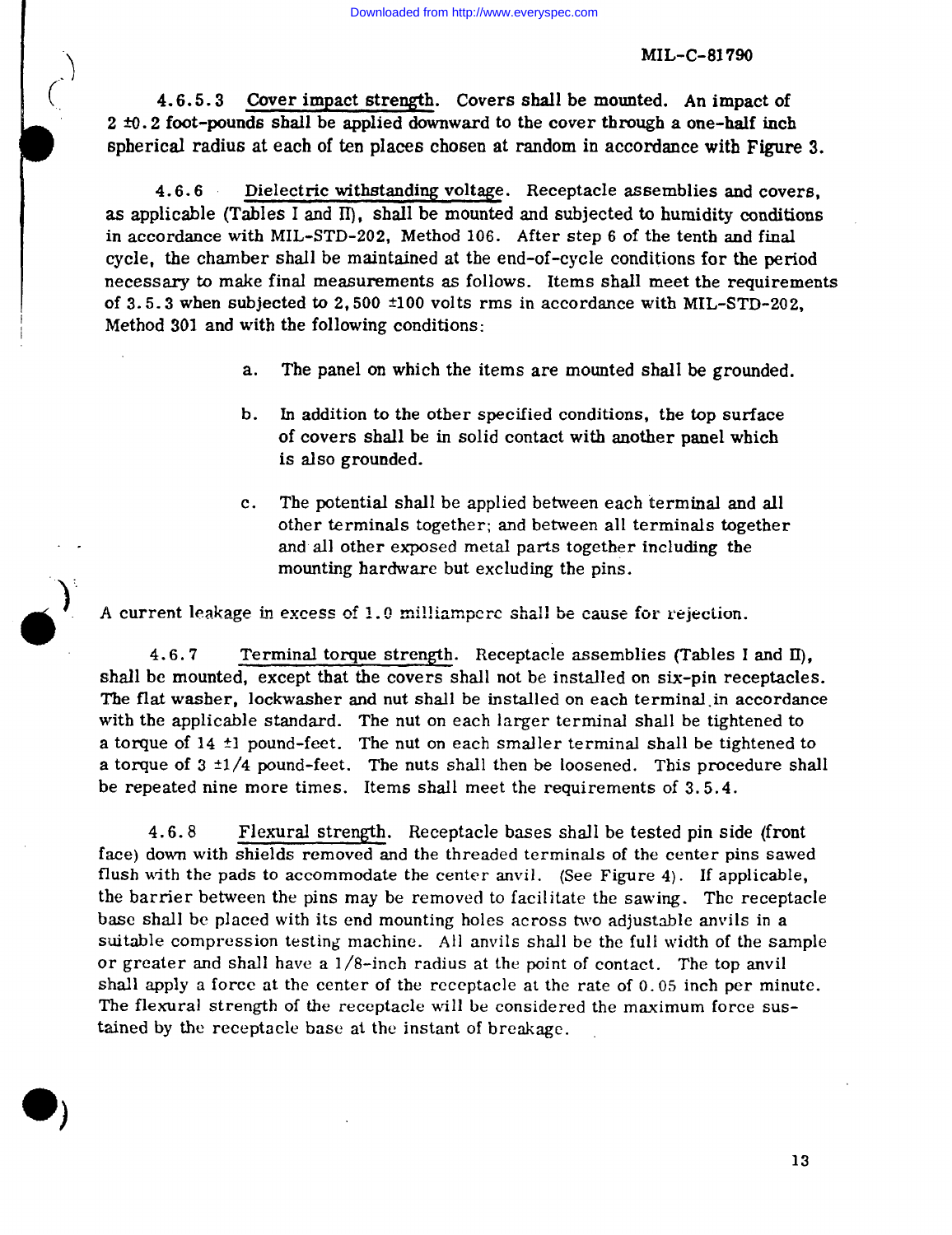4.6.5.3 Cover impact strength. Covers shall be mounted. An impact of 2 ±0.2 foot-pounds shall be applied downward to the cover through a one-half inch spherical radius at each of ten places chosen at random in accordance with Figure 3.

4.6.6 Dielectric withstanding voltage. Receptacle assemblies and covers, as applicable (Tables I and II), shall be mounted and subjected to humidity conditions in accordance with MIL-STD-202, Method 106. After step 6 of the tenth and final cycle, the chamber shall be maintained at the end-of-cycle conditions for the period necessary to make final measurements as follows. Items shall meet the requirements of 3.5.3 when subjected to 2,500 ±100 volts rms in accordance with MIL-STD-202, Method 301 and with the following conditions:

a. The panel on which the items are mounted shall be grounded.

b. In addition to the other specified conditions, the top surface of covers shall be in solid contact with another panel which is also grounded.

c. The potential shall be applied between each terminal and all other terminals together; and between all terminals together and all other exposed metal parts together including the mounting hardware but excluding the pins.

A current leakage in excess of 1.0 milliampere shall be cause for rejection.

4.6.7 Terminal torque strength. Receptacle assemblies (Tables I and II), shall be mounted, except that the covers shall not be installed on six-pin receptacles. The flat washer, lockwasher and nut shall be installed on each terminal in accordance with the applicable standard. The nut on each larger terminal shall be tightened to a torque of 14 ±1 pound-feet. The nut on each smaller terminal shall be tightened to a torque of 3 ±1/4 pound-feet. The nuts shall then be loosened. This procedure shall be repeated nine more times. Items shall meet the requirements of 3.5.4.

4.6.8 Flexural strength. Receptacle bases shall be tested pin side (front face) down with shields removed and the threaded terminals of the center pins sawed flush with the pads to accommodate the center anvil. (See Figure 4). If applicable, the barrier between the pins may be removed to facilitate the sawing. The receptacle base shall be placed with its end mounting holes across two adjustable anvils in a suitable compression testing machine. All anvils shall be the full width of the sample or greater and shall have a 1/8-inch radius at the point of contact. The top anvil shall apply a force at the center of the receptacle at the rate of 0.05 inch per minute. The flexural strength of the receptacle will be considered the maximum force sustained by the receptacle base at the instant of breakage.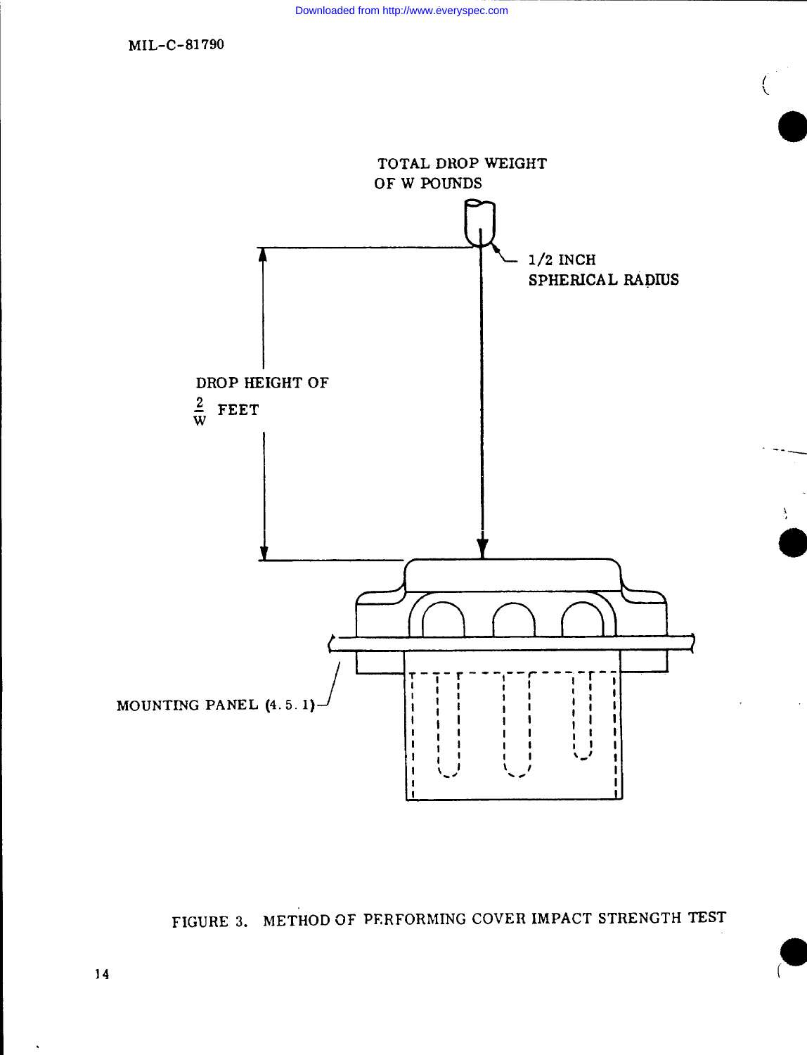TOTAL DROP WEIGHT OF W POUNDS

1/2 INCH SPHERICAL RADIUS

DROP HEIGHT OF $\frac{2}{W}$ FEET

MOUNTING PANEL (4.5.1)

FIGURE 3. METHOD OF PERFORMING COVER IMPACT STRENGTH TEST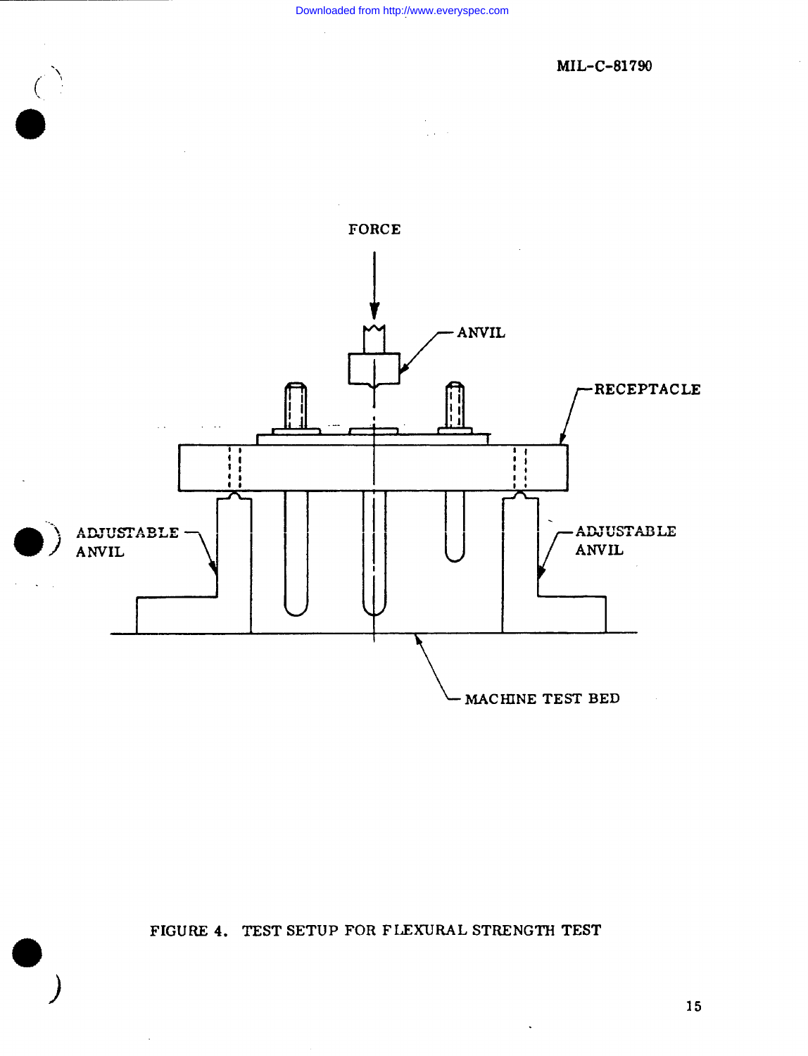FORCE

ANVIL

RECEPTACLE

ADJUSTABLE ANVIL

ADJUSTABLE ANVIL

MACHINE TEST BED

FIGURE 4. TEST SETUP FOR FLEXURAL STRENGTH TEST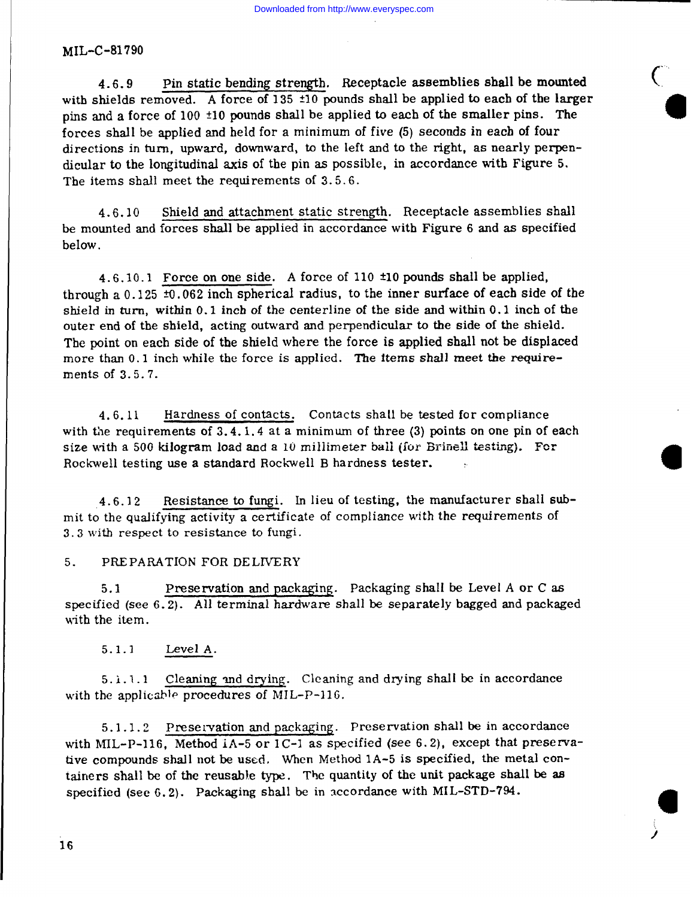4.6.9 Pin static bending strength. Receptacle assemblies shall be mounted with shields removed. A force of 135 ±10 pounds shall be applied to each of the larger pins and a force of 100 ±10 pounds shall be applied to each of the smaller pins. The forces shall be applied and held for a minimum of five (5) seconds in each of four directions in turn, upward, downward, to the left and to the right, as nearly perpendicular to the longitudinal axis of the pin as possible, in accordance with Figure 5. The items shall meet the requirements of 3.5.6.

4.6.10 Shield and attachment static strength. Receptacle assemblies shall be mounted and forces shall be applied in accordance with Figure 6 and as specified below.

4.6.10.1 Force on one side. A force of 110 ±10 pounds shall be applied, through a 0.125 ±0.062 inch spherical radius, to the inner surface of each side of the shield in turn, within 0.1 inch of the centerline of the side and within 0.1 inch of the outer end of the shield, acting outward and perpendicular to the side of the shield. The point on each side of the shield where the force is applied shall not be displaced more than 0.1 inch while the force is applied. The items shall meet the requirements of 3.5.7.

4.6.11 Hardness of contacts. Contacts shall be tested for compliance with the requirements of 3.4.1.4 at a minimum of three (3) points on one pin of each size with a 500 kilogram load and a 10 millimeter ball (for Brinell testing). For Rockwell testing use a standard Rockwell B hardness tester.

4.6.12 Resistance to fungi. In lieu of testing, the manufacturer shall submit to the qualifying activity a certificate of compliance with the requirements of 3.3 with respect to resistance to fungi.

## 5. PREPARATION FOR DELIVERY

5.1 Preservation and packaging. Packaging shall be Level A or C as specified (see 6.2). All terminal hardware shall be separately bagged and packaged with the item.

5.1.1 Level A.

5.1.1.1 Cleaning and drying. Cleaning and drying shall be in accordance with the applicable procedures of MIL-P-116.

5.1.1.2 Preservation and packaging. Preservation shall be in accordance with MIL-P-116, Method IA-5 or IC-1 as specified (see 6.2), except that preservative compounds shall not be used. When Method 1A-5 is specified, the metal containers shall be of the reusable type. The quantity of the unit package shall be as specified (see 6.2). Packaging shall be in accordance with MIL-STD-794.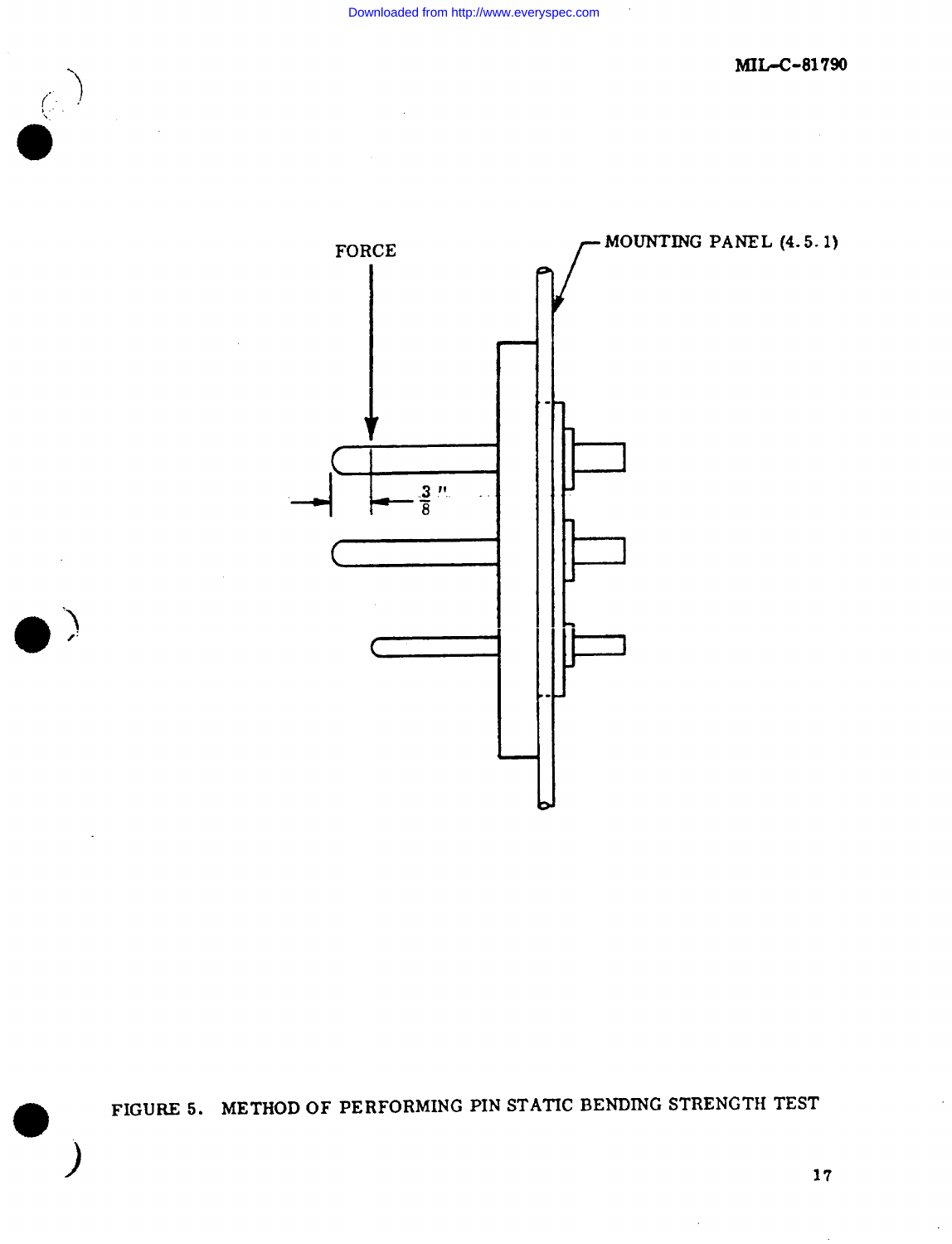FORCE

MOUNTING PANEL (4.5.1)

$\frac{3}{8}$"

FIGURE 5. METHOD OF PERFORMING PIN STATIC BENDING STRENGTH TEST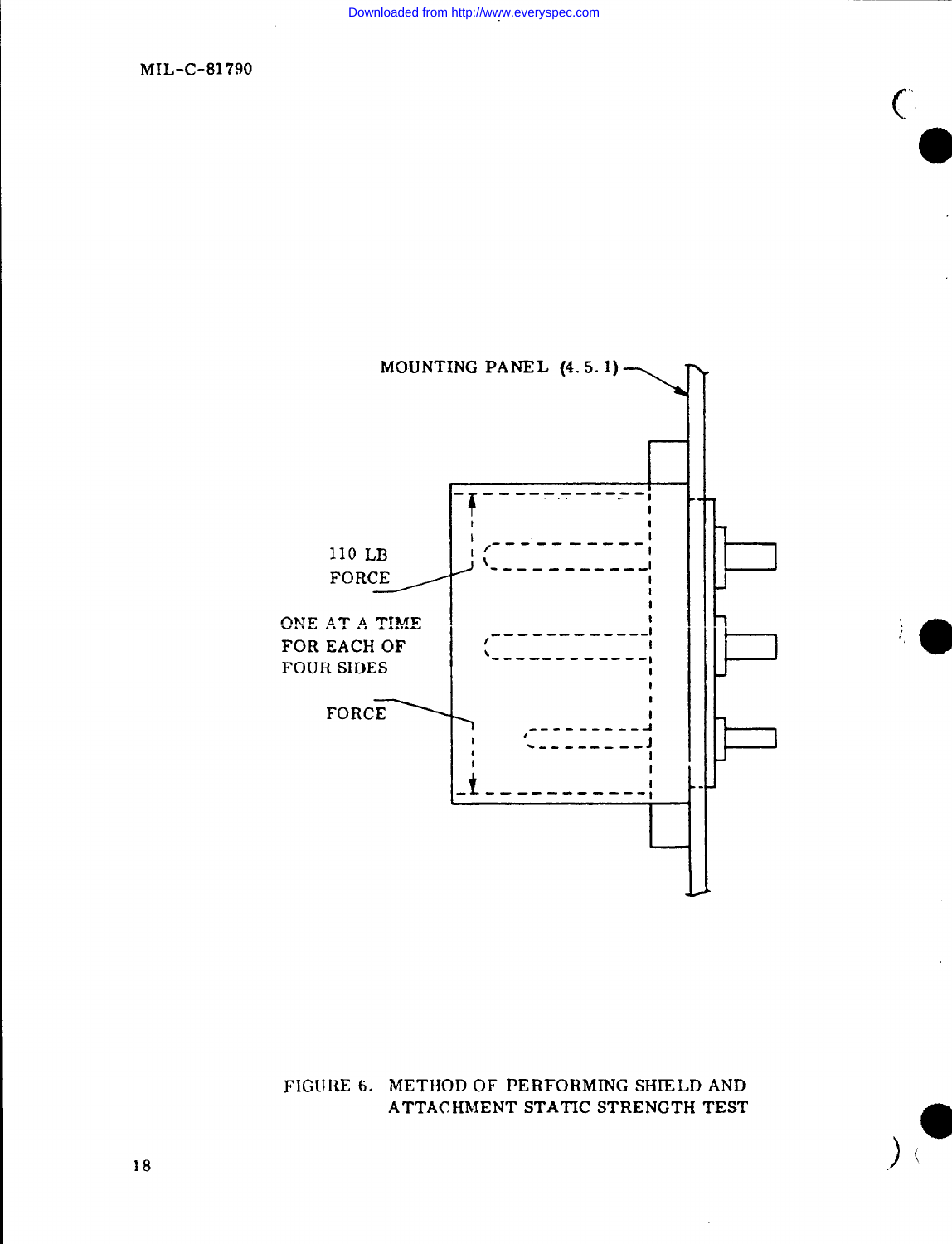MOUNTING PANEL (4.5.1)

110 LB FORCE

ONE AT A TIME FOR EACH OF FOUR SIDES

FORCE

FIGURE 6. METHOD OF PERFORMING SHIELD AND ATTACHMENT STATIC STRENGTH TEST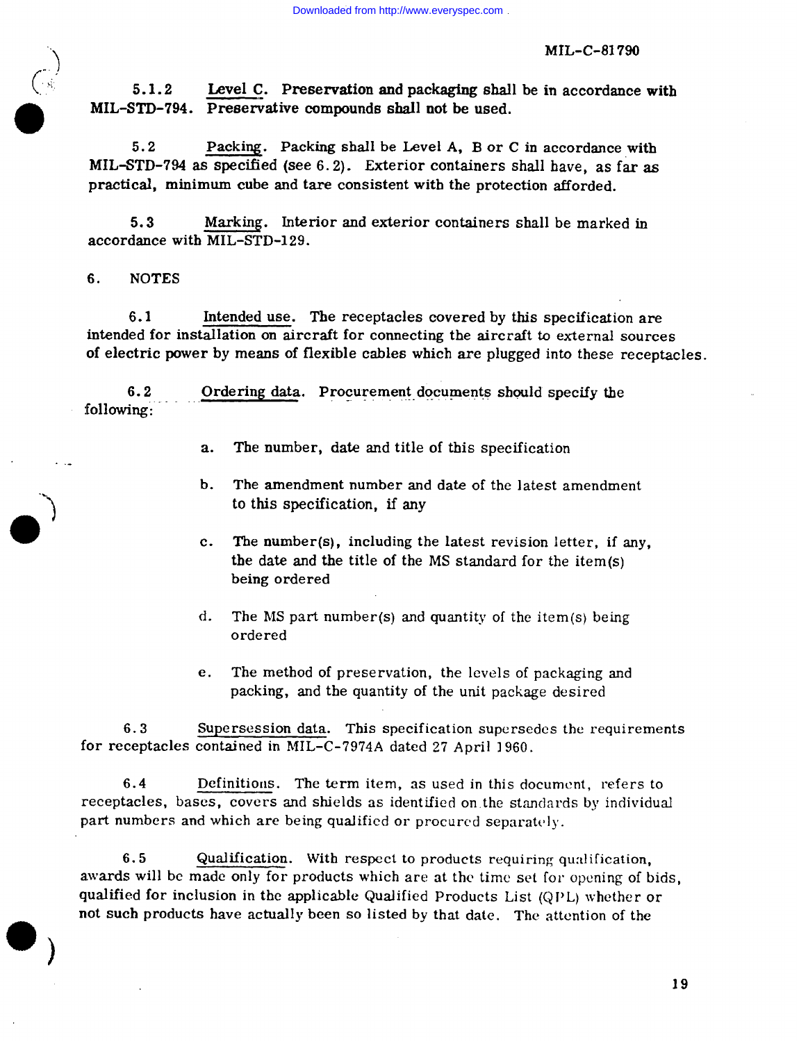5.1.2 Level C. Preservation and packaging shall be in accordance with MIL-STD-794. Preservative compounds shall not be used.

5.2 Packing. Packing shall be Level A, B or C in accordance with MIL-STD-794 as specified (see 6.2). Exterior containers shall have, as far as practical, minimum cube and tare consistent with the protection afforded.

5.3 Marking. Interior and exterior containers shall be marked in accordance with MIL-STD-129.

6. NOTES

6.1 Intended use. The receptacles covered by this specification are intended for installation on aircraft for connecting the aircraft to external sources of electric power by means of flexible cables which are plugged into these receptacles.

6.2 Ordering data. Procurement documents should specify the following:

a. The number, date and title of this specification

b. The amendment number and date of the latest amendment to this specification, if any

c. The number(s), including the latest revision letter, if any, the date and the title of the MS standard for the item(s) being ordered

d. The MS part number(s) and quantity of the item(s) being ordered

e. The method of preservation, the levels of packaging and packing, and the quantity of the unit package desired

6.3 Supersession data. This specification supersedes the requirements for receptacles contained in MIL-C-7974A dated 27 April 1960.

6.4 Definitions. The term item, as used in this document, refers to receptacles, bases, covers and shields as identified on the standards by individual part numbers and which are being qualified or procured separately.

6.5 Qualification. With respect to products requiring qualification, awards will be made only for products which are at the time set for opening of bids, qualified for inclusion in the applicable Qualified Products List (QPL) whether or not such products have actually been so listed by that date. The attention of the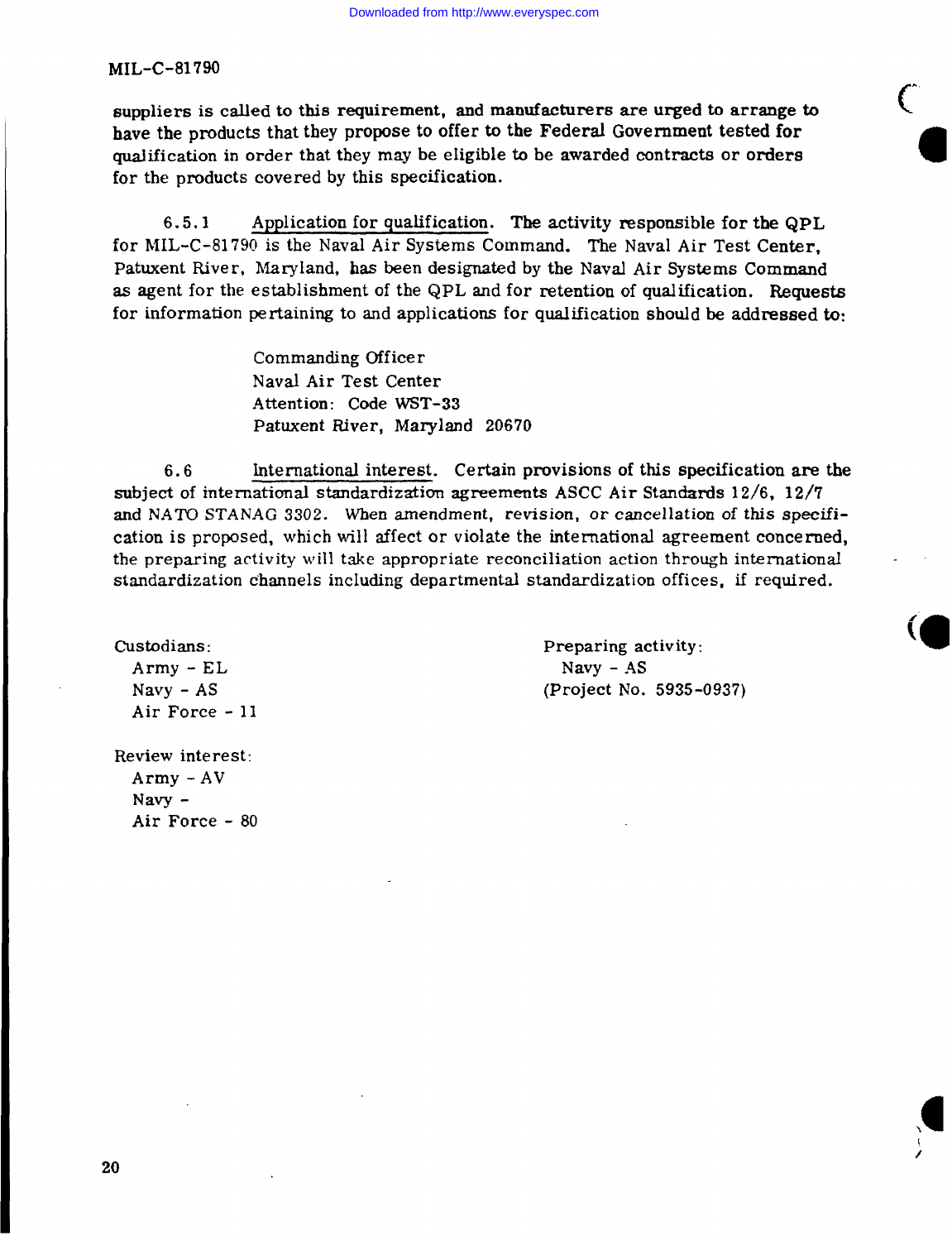suppliers is called to this requirement, and manufacturers are urged to arrange to have the products that they propose to offer to the Federal Government tested for qualification in order that they may be eligible to be awarded contracts or orders for the products covered by this specification.

6.5.1 Application for qualification. The activity responsible for the QPL for MIL-C-81790 is the Naval Air Systems Command. The Naval Air Test Center, Patuxent River, Maryland, has been designated by the Naval Air Systems Command as agent for the establishment of the QPL and for retention of qualification. Requests for information pertaining to and applications for qualification should be addressed to:

Commanding Officer
Naval Air Test Center
Attention: Code WST-33
Patuxent River, Maryland 20670

6.6 International interest. Certain provisions of this specification are the subject of international standardization agreements ASCC Air Standards 12/6, 12/7 and NATO STANAG 3302. When amendment, revision, or cancellation of this specification is proposed, which will affect or violate the international agreement concerned, the preparing activity will take appropriate reconciliation action through international standardization channels including departmental standardization offices, if required.

Custodians:
Army - EL
Navy - AS
Air Force - 11

Review interest:
Army - AV
Navy -
Air Force - 80

Preparing activity:
Navy - AS
(Project No. 5935-0937)